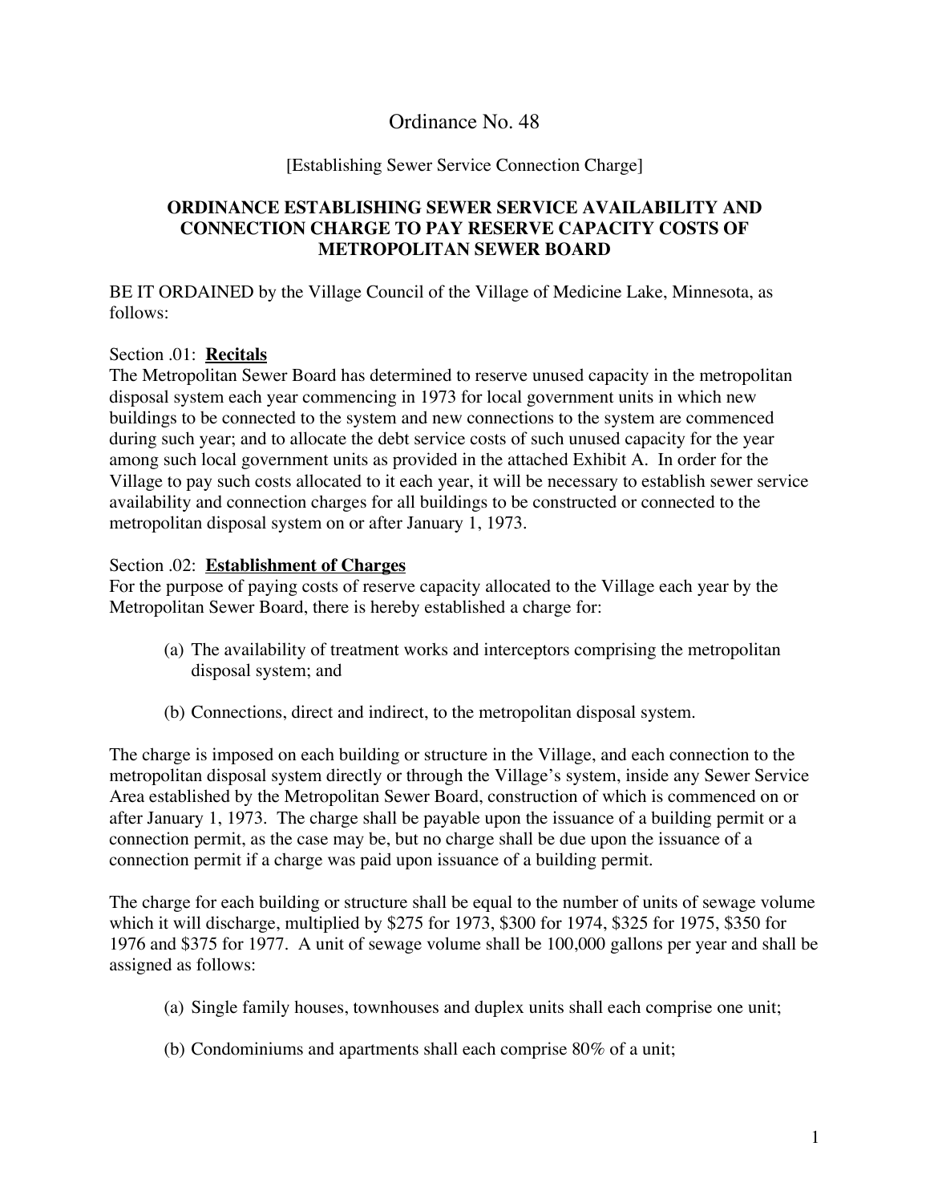# Ordinance No. 48

[Establishing Sewer Service Connection Charge]

## ORDINANCE ESTABLISHING SEWER SERVICE AVAILABILITY AND CONNECTION CHARGE TO PAY RESERVE CAPACITY COSTS OF METROPOLITAN SEWER BOARD

BE IT ORDAINED by the Village Council of the Village of Medicine Lake, Minnesota, as follows:

Section .01: **Recitals**
The Metropolitan Sewer Board has determined to reserve unused capacity in the metropolitan disposal system each year commencing in 1973 for local government units in which new buildings to be connected to the system and new connections to the system are commenced during such year; and to allocate the debt service costs of such unused capacity for the year among such local government units as provided in the attached Exhibit A. In order for the Village to pay such costs allocated to it each year, it will be necessary to establish sewer service availability and connection charges for all buildings to be constructed or connected to the metropolitan disposal system on or after January 1, 1973.

Section .02: **Establishment of Charges**
For the purpose of paying costs of reserve capacity allocated to the Village each year by the Metropolitan Sewer Board, there is hereby established a charge for:

(a) The availability of treatment works and interceptors comprising the metropolitan disposal system; and

(b) Connections, direct and indirect, to the metropolitan disposal system.

The charge is imposed on each building or structure in the Village, and each connection to the metropolitan disposal system directly or through the Village's system, inside any Sewer Service Area established by the Metropolitan Sewer Board, construction of which is commenced on or after January 1, 1973. The charge shall be payable upon the issuance of a building permit or a connection permit, as the case may be, but no charge shall be due upon the issuance of a connection permit if a charge was paid upon issuance of a building permit.

The charge for each building or structure shall be equal to the number of units of sewage volume which it will discharge, multiplied by $275 for 1973, $300 for 1974, $325 for 1975, $350 for 1976 and $375 for 1977. A unit of sewage volume shall be 100,000 gallons per year and shall be assigned as follows:

(a) Single family houses, townhouses and duplex units shall each comprise one unit;

(b) Condominiums and apartments shall each comprise 80% of a unit;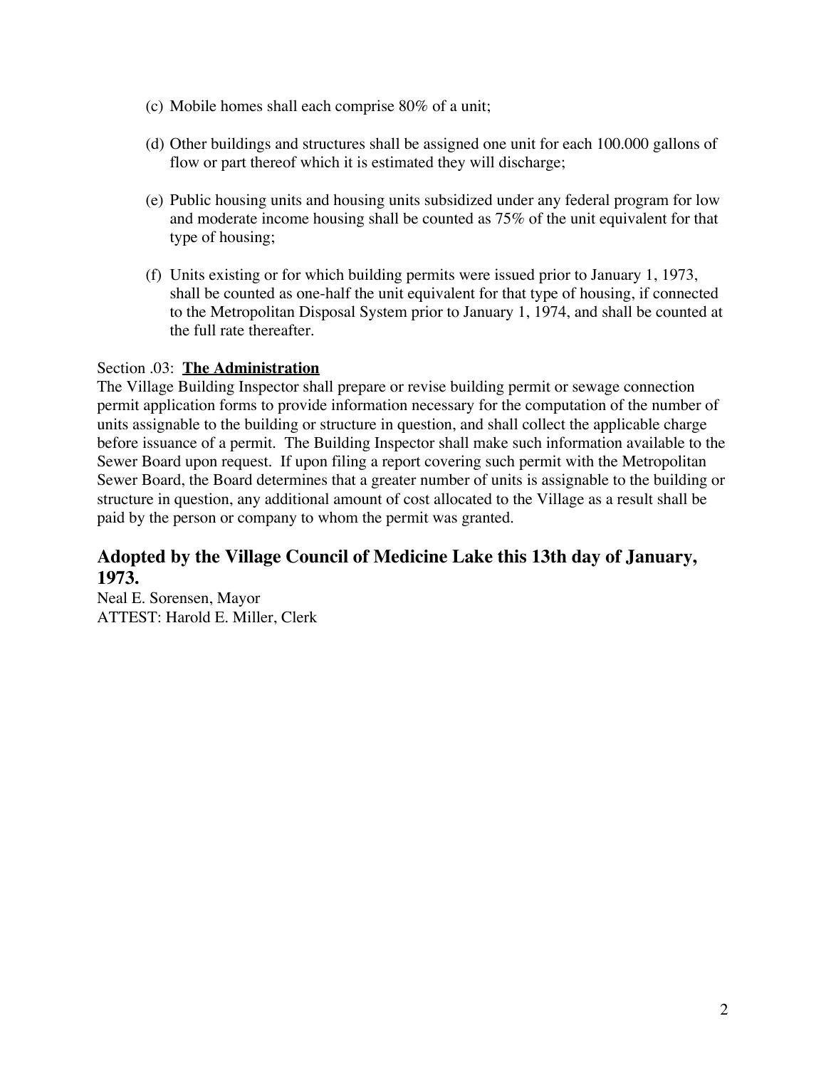(c) Mobile homes shall each comprise 80% of a unit;

(d) Other buildings and structures shall be assigned one unit for each 100.000 gallons of flow or part thereof which it is estimated they will discharge;

(e) Public housing units and housing units subsidized under any federal program for low and moderate income housing shall be counted as 75% of the unit equivalent for that type of housing;

(f) Units existing or for which building permits were issued prior to January 1, 1973, shall be counted as one-half the unit equivalent for that type of housing, if connected to the Metropolitan Disposal System prior to January 1, 1974, and shall be counted at the full rate thereafter.

Section .03: **<u>The Administration</u>**

The Village Building Inspector shall prepare or revise building permit or sewage connection permit application forms to provide information necessary for the computation of the number of units assignable to the building or structure in question, and shall collect the applicable charge before issuance of a permit. The Building Inspector shall make such information available to the Sewer Board upon request. If upon filing a report covering such permit with the Metropolitan Sewer Board, the Board determines that a greater number of units is assignable to the building or structure in question, any additional amount of cost allocated to the Village as a result shall be paid by the person or company to whom the permit was granted.

## Adopted by the Village Council of Medicine Lake this 13th day of January, 1973.

Neal E. Sorensen, Mayor
ATTEST: Harold E. Miller, Clerk